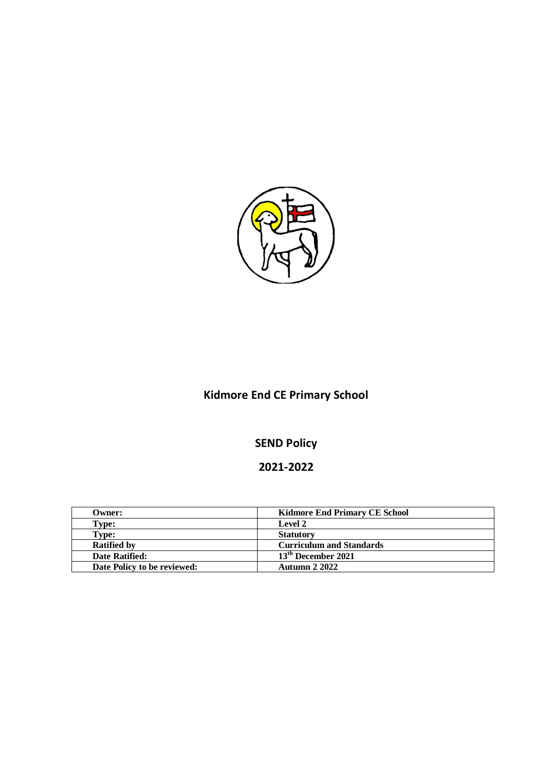# Kidmore End CE Primary School

## SEND Policy

## 2021-2022

| Owner: | Kidmore End Primary CE School |
|---|---|
| Type: | Level 2 |
| Type: | Statutory |
| Ratified by | Curriculum and Standards |
| Date Ratified: | 13th December 2021 |
| Date Policy to be reviewed: | Autumn 2 2022 |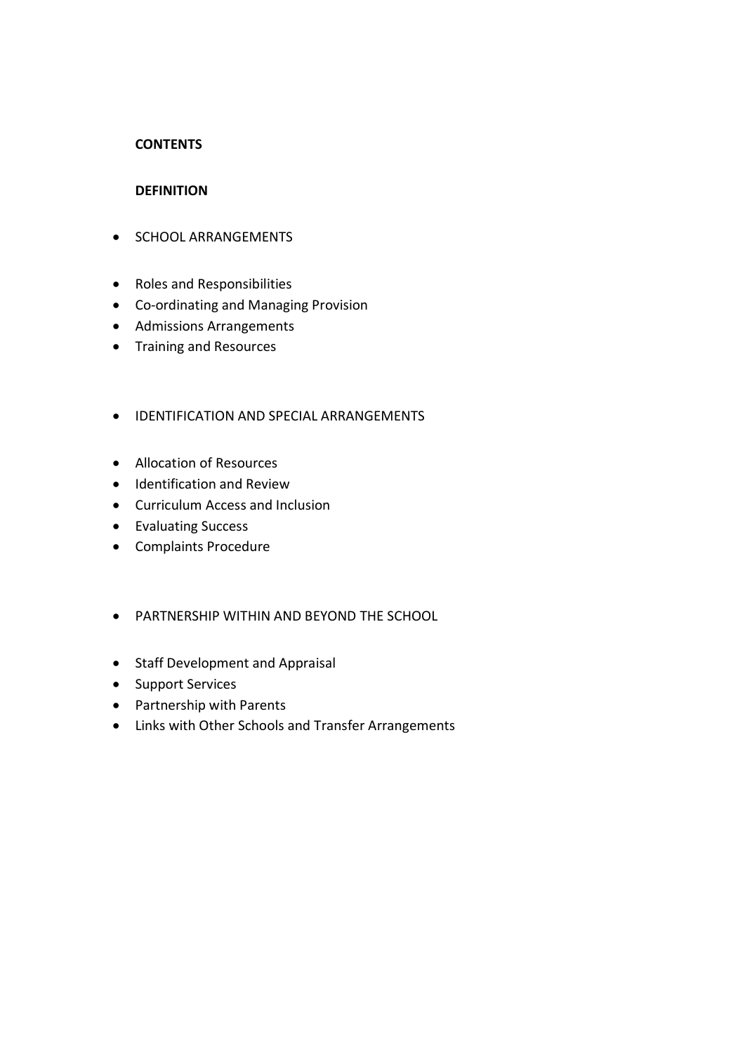**CONTENTS**

**DEFINITION**

- SCHOOL ARRANGEMENTS

- Roles and Responsibilities
- Co-ordinating and Managing Provision
- Admissions Arrangements
- Training and Resources

- IDENTIFICATION AND SPECIAL ARRANGEMENTS

- Allocation of Resources
- Identification and Review
- Curriculum Access and Inclusion
- Evaluating Success
- Complaints Procedure

- PARTNERSHIP WITHIN AND BEYOND THE SCHOOL

- Staff Development and Appraisal
- Support Services
- Partnership with Parents
- Links with Other Schools and Transfer Arrangements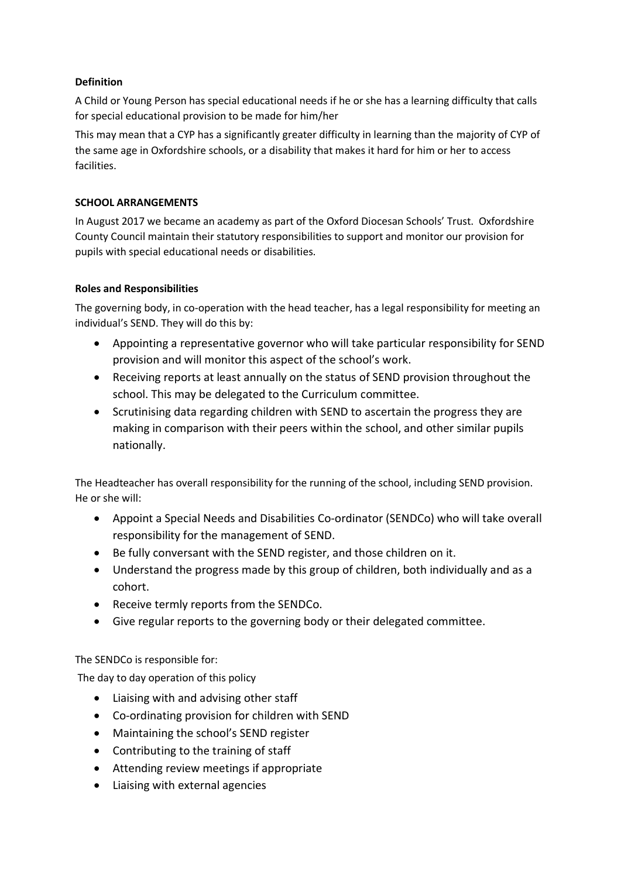**Definition**

A Child or Young Person has special educational needs if he or she has a learning difficulty that calls for special educational provision to be made for him/her

This may mean that a CYP has a significantly greater difficulty in learning than the majority of CYP of the same age in Oxfordshire schools, or a disability that makes it hard for him or her to access facilities.

**SCHOOL ARRANGEMENTS**

In August 2017 we became an academy as part of the Oxford Diocesan Schools' Trust. Oxfordshire County Council maintain their statutory responsibilities to support and monitor our provision for pupils with special educational needs or disabilities.

**Roles and Responsibilities**

The governing body, in co-operation with the head teacher, has a legal responsibility for meeting an individual's SEND. They will do this by:

- Appointing a representative governor who will take particular responsibility for SEND provision and will monitor this aspect of the school's work.
- Receiving reports at least annually on the status of SEND provision throughout the school. This may be delegated to the Curriculum committee.
- Scrutinising data regarding children with SEND to ascertain the progress they are making in comparison with their peers within the school, and other similar pupils nationally.

The Headteacher has overall responsibility for the running of the school, including SEND provision. He or she will:

- Appoint a Special Needs and Disabilities Co-ordinator (SENDCo) who will take overall responsibility for the management of SEND.
- Be fully conversant with the SEND register, and those children on it.
- Understand the progress made by this group of children, both individually and as a cohort.
- Receive termly reports from the SENDCo.
- Give regular reports to the governing body or their delegated committee.

The SENDCo is responsible for:

The day to day operation of this policy

- Liaising with and advising other staff
- Co-ordinating provision for children with SEND
- Maintaining the school's SEND register
- Contributing to the training of staff
- Attending review meetings if appropriate
- Liaising with external agencies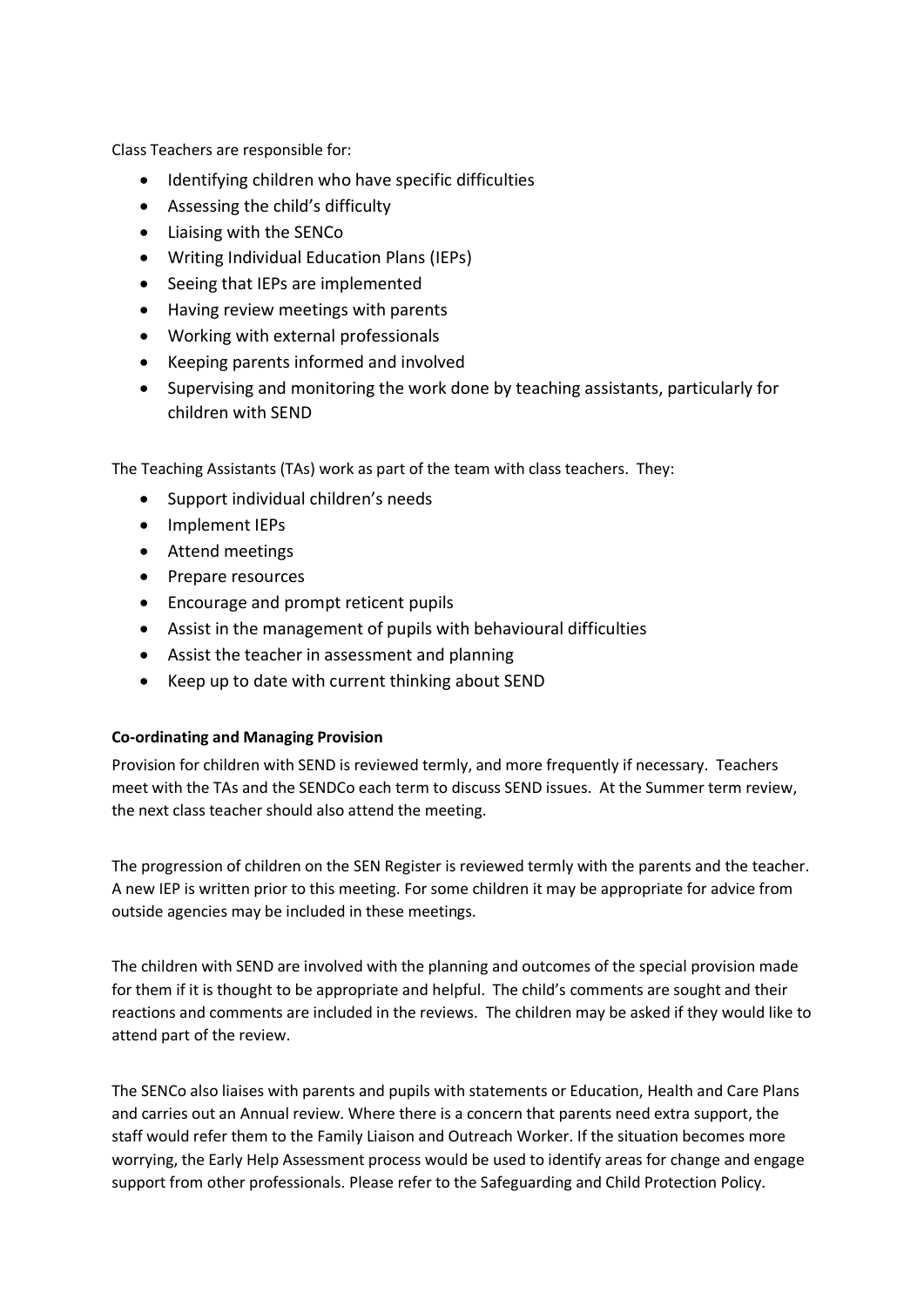Class Teachers are responsible for:

- Identifying children who have specific difficulties
- Assessing the child's difficulty
- Liaising with the SENCo
- Writing Individual Education Plans (IEPs)
- Seeing that IEPs are implemented
- Having review meetings with parents
- Working with external professionals
- Keeping parents informed and involved
- Supervising and monitoring the work done by teaching assistants, particularly for children with SEND

The Teaching Assistants (TAs) work as part of the team with class teachers. They:

- Support individual children's needs
- Implement IEPs
- Attend meetings
- Prepare resources
- Encourage and prompt reticent pupils
- Assist in the management of pupils with behavioural difficulties
- Assist the teacher in assessment and planning
- Keep up to date with current thinking about SEND

**Co-ordinating and Managing Provision**

Provision for children with SEND is reviewed termly, and more frequently if necessary. Teachers meet with the TAs and the SENDCo each term to discuss SEND issues. At the Summer term review, the next class teacher should also attend the meeting.

The progression of children on the SEN Register is reviewed termly with the parents and the teacher. A new IEP is written prior to this meeting. For some children it may be appropriate for advice from outside agencies may be included in these meetings.

The children with SEND are involved with the planning and outcomes of the special provision made for them if it is thought to be appropriate and helpful. The child's comments are sought and their reactions and comments are included in the reviews. The children may be asked if they would like to attend part of the review.

The SENCo also liaises with parents and pupils with statements or Education, Health and Care Plans and carries out an Annual review. Where there is a concern that parents need extra support, the staff would refer them to the Family Liaison and Outreach Worker. If the situation becomes more worrying, the Early Help Assessment process would be used to identify areas for change and engage support from other professionals. Please refer to the Safeguarding and Child Protection Policy.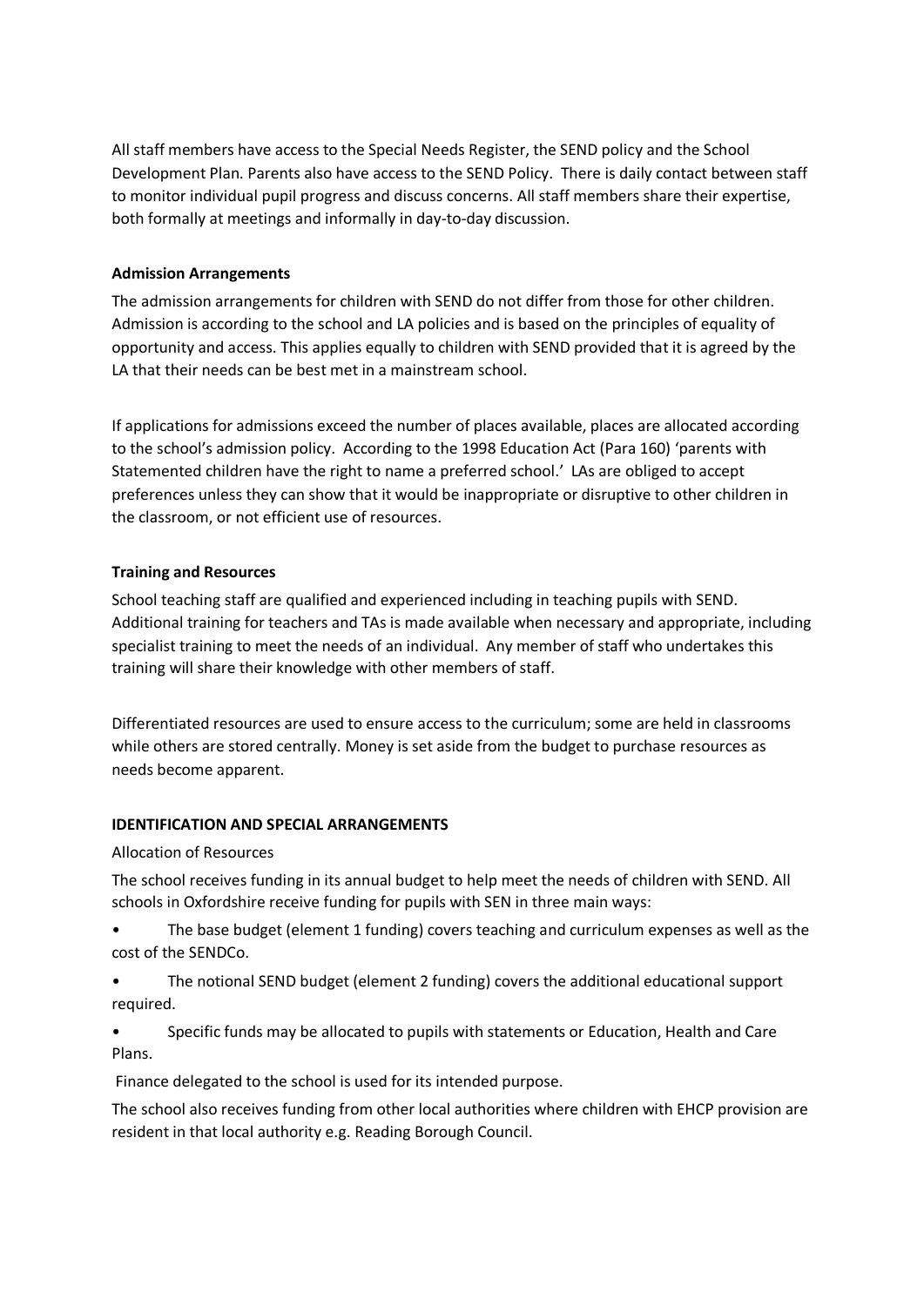All staff members have access to the Special Needs Register, the SEND policy and the School Development Plan. Parents also have access to the SEND Policy. There is daily contact between staff to monitor individual pupil progress and discuss concerns. All staff members share their expertise, both formally at meetings and informally in day-to-day discussion.

**Admission Arrangements**

The admission arrangements for children with SEND do not differ from those for other children. Admission is according to the school and LA policies and is based on the principles of equality of opportunity and access. This applies equally to children with SEND provided that it is agreed by the LA that their needs can be best met in a mainstream school.

If applications for admissions exceed the number of places available, places are allocated according to the school's admission policy. According to the 1998 Education Act (Para 160) 'parents with Statemented children have the right to name a preferred school.' LAs are obliged to accept preferences unless they can show that it would be inappropriate or disruptive to other children in the classroom, or not efficient use of resources.

**Training and Resources**

School teaching staff are qualified and experienced including in teaching pupils with SEND. Additional training for teachers and TAs is made available when necessary and appropriate, including specialist training to meet the needs of an individual. Any member of staff who undertakes this training will share their knowledge with other members of staff.

Differentiated resources are used to ensure access to the curriculum; some are held in classrooms while others are stored centrally. Money is set aside from the budget to purchase resources as needs become apparent.

**IDENTIFICATION AND SPECIAL ARRANGEMENTS**

Allocation of Resources

The school receives funding in its annual budget to help meet the needs of children with SEND. All schools in Oxfordshire receive funding for pupils with SEN in three main ways:

- The base budget (element 1 funding) covers teaching and curriculum expenses as well as the cost of the SENDCo.
- The notional SEND budget (element 2 funding) covers the additional educational support required.
- Specific funds may be allocated to pupils with statements or Education, Health and Care Plans.

Finance delegated to the school is used for its intended purpose.

The school also receives funding from other local authorities where children with EHCP provision are resident in that local authority e.g. Reading Borough Council.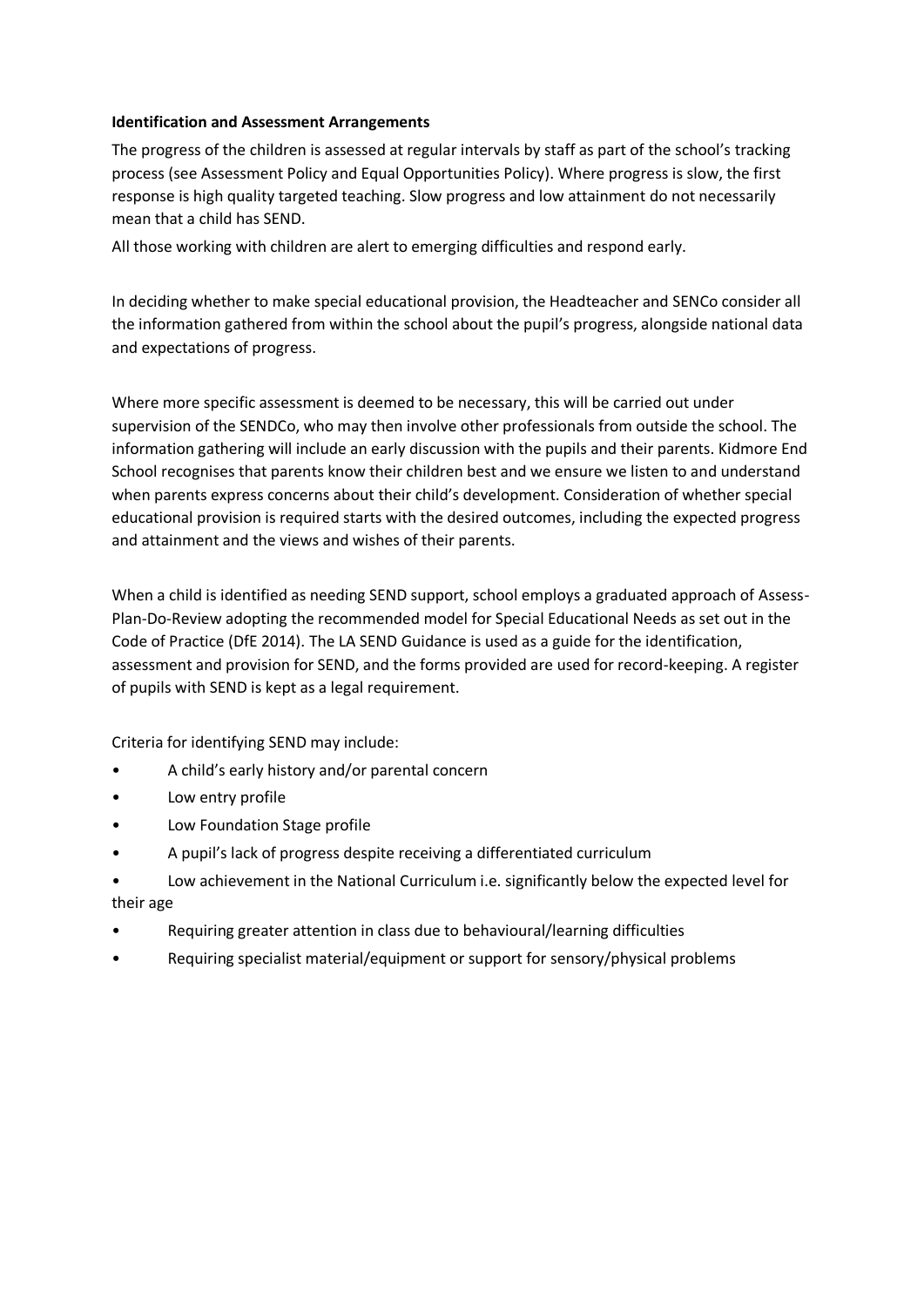**Identification and Assessment Arrangements**

The progress of the children is assessed at regular intervals by staff as part of the school's tracking process (see Assessment Policy and Equal Opportunities Policy). Where progress is slow, the first response is high quality targeted teaching. Slow progress and low attainment do not necessarily mean that a child has SEND.

All those working with children are alert to emerging difficulties and respond early.

In deciding whether to make special educational provision, the Headteacher and SENCo consider all the information gathered from within the school about the pupil's progress, alongside national data and expectations of progress.

Where more specific assessment is deemed to be necessary, this will be carried out under supervision of the SENDCo, who may then involve other professionals from outside the school. The information gathering will include an early discussion with the pupils and their parents. Kidmore End School recognises that parents know their children best and we ensure we listen to and understand when parents express concerns about their child's development. Consideration of whether special educational provision is required starts with the desired outcomes, including the expected progress and attainment and the views and wishes of their parents.

When a child is identified as needing SEND support, school employs a graduated approach of Assess-Plan-Do-Review adopting the recommended model for Special Educational Needs as set out in the Code of Practice (DfE 2014). The LA SEND Guidance is used as a guide for the identification, assessment and provision for SEND, and the forms provided are used for record-keeping. A register of pupils with SEND is kept as a legal requirement.

Criteria for identifying SEND may include:

- A child's early history and/or parental concern
- Low entry profile
- Low Foundation Stage profile
- A pupil's lack of progress despite receiving a differentiated curriculum
- Low achievement in the National Curriculum i.e. significantly below the expected level for their age
- Requiring greater attention in class due to behavioural/learning difficulties
- Requiring specialist material/equipment or support for sensory/physical problems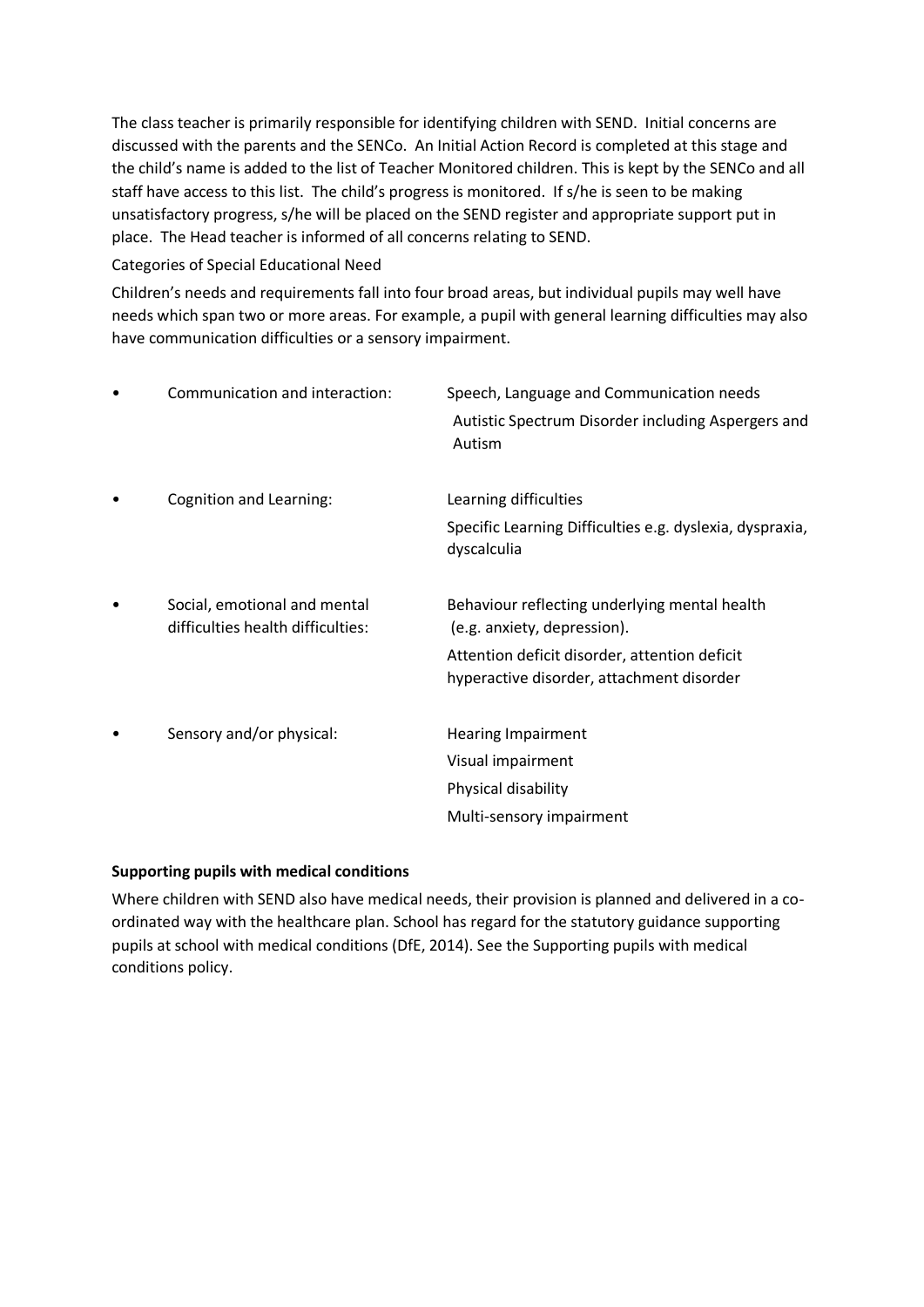The class teacher is primarily responsible for identifying children with SEND. Initial concerns are discussed with the parents and the SENCo. An Initial Action Record is completed at this stage and the child's name is added to the list of Teacher Monitored children. This is kept by the SENCo and all staff have access to this list. The child's progress is monitored. If s/he is seen to be making unsatisfactory progress, s/he will be placed on the SEND register and appropriate support put in place. The Head teacher is informed of all concerns relating to SEND.

Categories of Special Educational Need

Children's needs and requirements fall into four broad areas, but individual pupils may well have needs which span two or more areas. For example, a pupil with general learning difficulties may also have communication difficulties or a sensory impairment.

- Communication and interaction:
  - Speech, Language and Communication needs
  - Autistic Spectrum Disorder including Aspergers and Autism
- Cognition and Learning:
  - Learning difficulties
  - Specific Learning Difficulties e.g. dyslexia, dyspraxia, dyscalculia
- Social, emotional and mental difficulties health difficulties:
  - Behaviour reflecting underlying mental health (e.g. anxiety, depression).
  - Attention deficit disorder, attention deficit hyperactive disorder, attachment disorder
- Sensory and/or physical:
  - Hearing Impairment
  - Visual impairment
  - Physical disability
  - Multi-sensory impairment

**Supporting pupils with medical conditions**

Where children with SEND also have medical needs, their provision is planned and delivered in a co-ordinated way with the healthcare plan. School has regard for the statutory guidance supporting pupils at school with medical conditions (DfE, 2014). See the Supporting pupils with medical conditions policy.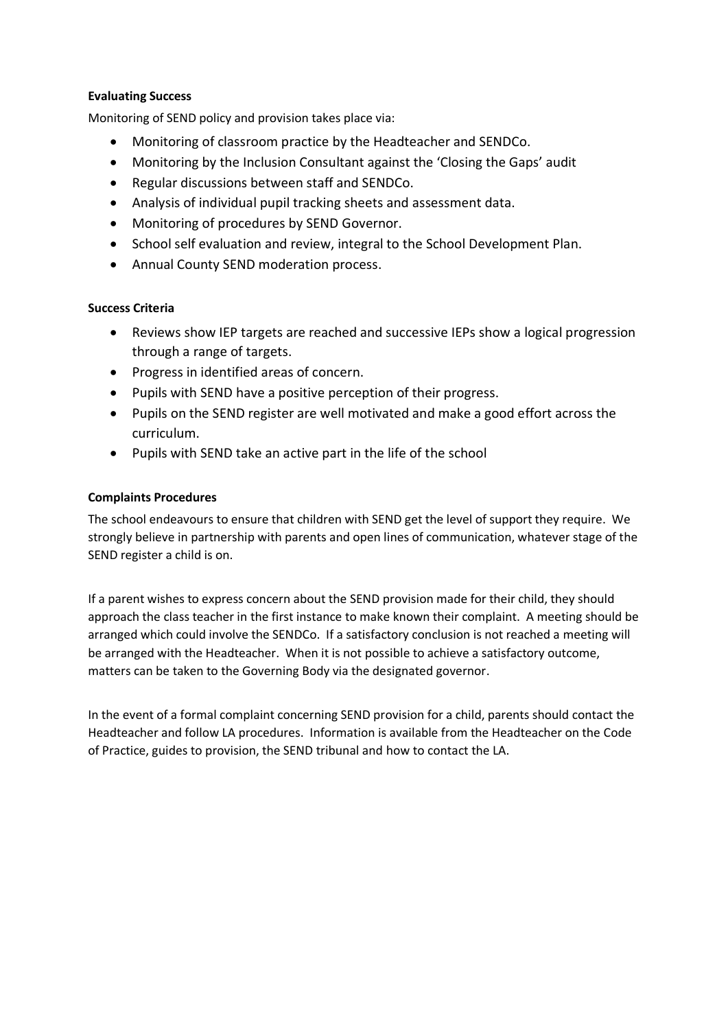**Evaluating Success**

Monitoring of SEND policy and provision takes place via:

- Monitoring of classroom practice by the Headteacher and SENDCo.
- Monitoring by the Inclusion Consultant against the 'Closing the Gaps' audit
- Regular discussions between staff and SENDCo.
- Analysis of individual pupil tracking sheets and assessment data.
- Monitoring of procedures by SEND Governor.
- School self evaluation and review, integral to the School Development Plan.
- Annual County SEND moderation process.

**Success Criteria**

- Reviews show IEP targets are reached and successive IEPs show a logical progression through a range of targets.
- Progress in identified areas of concern.
- Pupils with SEND have a positive perception of their progress.
- Pupils on the SEND register are well motivated and make a good effort across the curriculum.
- Pupils with SEND take an active part in the life of the school

**Complaints Procedures**

The school endeavours to ensure that children with SEND get the level of support they require. We strongly believe in partnership with parents and open lines of communication, whatever stage of the SEND register a child is on.

If a parent wishes to express concern about the SEND provision made for their child, they should approach the class teacher in the first instance to make known their complaint. A meeting should be arranged which could involve the SENDCo. If a satisfactory conclusion is not reached a meeting will be arranged with the Headteacher. When it is not possible to achieve a satisfactory outcome, matters can be taken to the Governing Body via the designated governor.

In the event of a formal complaint concerning SEND provision for a child, parents should contact the Headteacher and follow LA procedures. Information is available from the Headteacher on the Code of Practice, guides to provision, the SEND tribunal and how to contact the LA.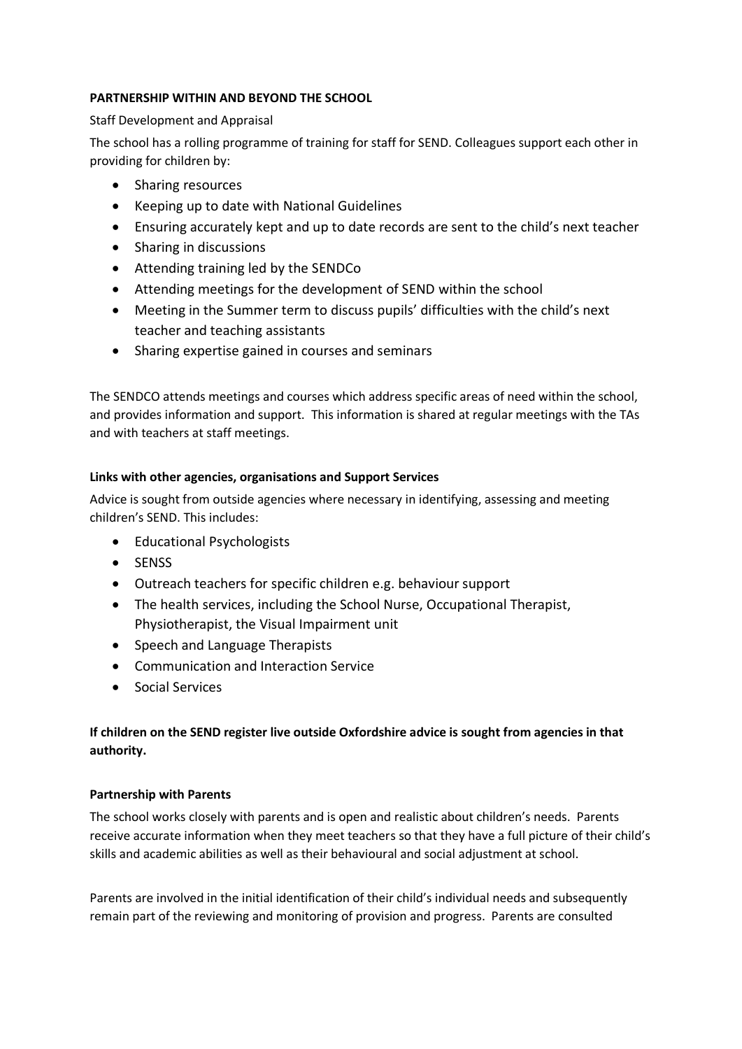**PARTNERSHIP WITHIN AND BEYOND THE SCHOOL**

Staff Development and Appraisal

The school has a rolling programme of training for staff for SEND. Colleagues support each other in providing for children by:

- Sharing resources
- Keeping up to date with National Guidelines
- Ensuring accurately kept and up to date records are sent to the child's next teacher
- Sharing in discussions
- Attending training led by the SENDCo
- Attending meetings for the development of SEND within the school
- Meeting in the Summer term to discuss pupils' difficulties with the child's next teacher and teaching assistants
- Sharing expertise gained in courses and seminars

The SENDCO attends meetings and courses which address specific areas of need within the school, and provides information and support. This information is shared at regular meetings with the TAs and with teachers at staff meetings.

**Links with other agencies, organisations and Support Services**

Advice is sought from outside agencies where necessary in identifying, assessing and meeting children's SEND. This includes:

- Educational Psychologists
- SENSS
- Outreach teachers for specific children e.g. behaviour support
- The health services, including the School Nurse, Occupational Therapist, Physiotherapist, the Visual Impairment unit
- Speech and Language Therapists
- Communication and Interaction Service
- Social Services

**If children on the SEND register live outside Oxfordshire advice is sought from agencies in that authority.**

**Partnership with Parents**

The school works closely with parents and is open and realistic about children's needs. Parents receive accurate information when they meet teachers so that they have a full picture of their child's skills and academic abilities as well as their behavioural and social adjustment at school.

Parents are involved in the initial identification of their child's individual needs and subsequently remain part of the reviewing and monitoring of provision and progress. Parents are consulted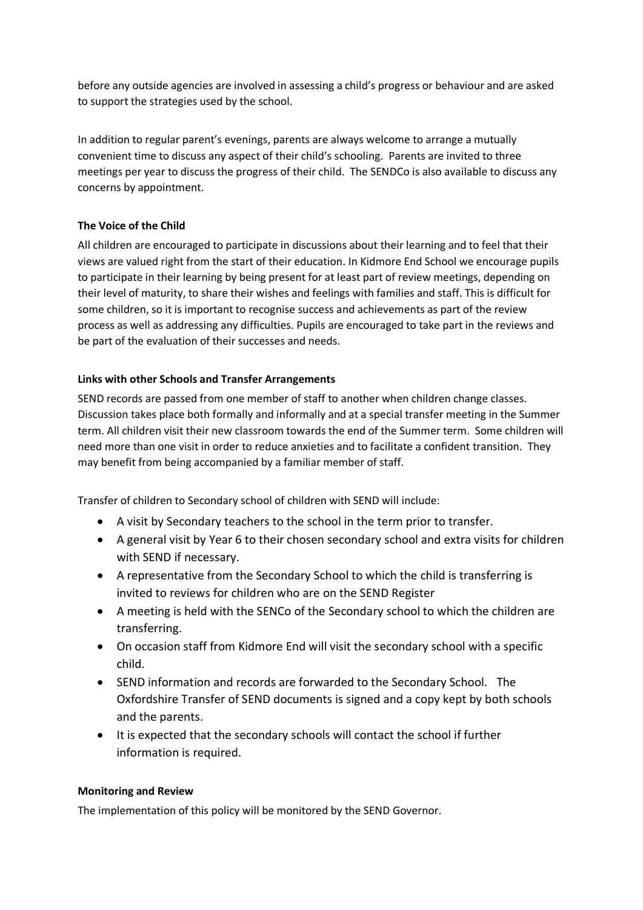before any outside agencies are involved in assessing a child's progress or behaviour and are asked to support the strategies used by the school.

In addition to regular parent's evenings, parents are always welcome to arrange a mutually convenient time to discuss any aspect of their child's schooling. Parents are invited to three meetings per year to discuss the progress of their child. The SENDCo is also available to discuss any concerns by appointment.

**The Voice of the Child**

All children are encouraged to participate in discussions about their learning and to feel that their views are valued right from the start of their education. In Kidmore End School we encourage pupils to participate in their learning by being present for at least part of review meetings, depending on their level of maturity, to share their wishes and feelings with families and staff. This is difficult for some children, so it is important to recognise success and achievements as part of the review process as well as addressing any difficulties. Pupils are encouraged to take part in the reviews and be part of the evaluation of their successes and needs.

**Links with other Schools and Transfer Arrangements**

SEND records are passed from one member of staff to another when children change classes. Discussion takes place both formally and informally and at a special transfer meeting in the Summer term. All children visit their new classroom towards the end of the Summer term. Some children will need more than one visit in order to reduce anxieties and to facilitate a confident transition. They may benefit from being accompanied by a familiar member of staff.

Transfer of children to Secondary school of children with SEND will include:

- A visit by Secondary teachers to the school in the term prior to transfer.
- A general visit by Year 6 to their chosen secondary school and extra visits for children with SEND if necessary.
- A representative from the Secondary School to which the child is transferring is invited to reviews for children who are on the SEND Register
- A meeting is held with the SENCo of the Secondary school to which the children are transferring.
- On occasion staff from Kidmore End will visit the secondary school with a specific child.
- SEND information and records are forwarded to the Secondary School. The Oxfordshire Transfer of SEND documents is signed and a copy kept by both schools and the parents.
- It is expected that the secondary schools will contact the school if further information is required.

**Monitoring and Review**

The implementation of this policy will be monitored by the SEND Governor.